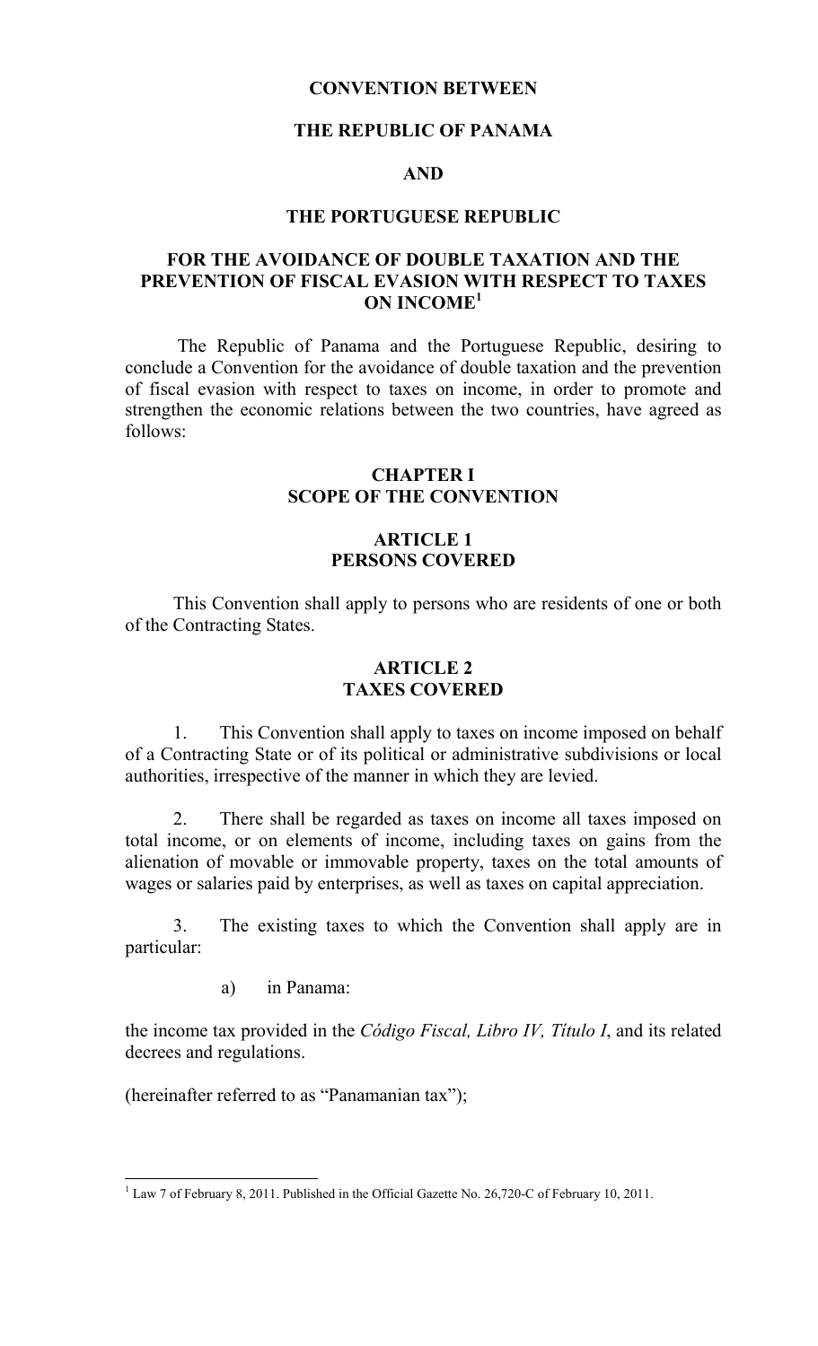# CONVENTION BETWEEN

# THE REPUBLIC OF PANAMA

# AND

# THE PORTUGUESE REPUBLIC

# FOR THE AVOIDANCE OF DOUBLE TAXATION AND THE PREVENTION OF FISCAL EVASION WITH RESPECT TO TAXES ON INCOME[1]

The Republic of Panama and the Portuguese Republic, desiring to conclude a Convention for the avoidance of double taxation and the prevention of fiscal evasion with respect to taxes on income, in order to promote and strengthen the economic relations between the two countries, have agreed as follows:

## CHAPTER I
## SCOPE OF THE CONVENTION

### ARTICLE 1
### PERSONS COVERED

This Convention shall apply to persons who are residents of one or both of the Contracting States.

### ARTICLE 2
### TAXES COVERED

1. This Convention shall apply to taxes on income imposed on behalf of a Contracting State or of its political or administrative subdivisions or local authorities, irrespective of the manner in which they are levied.

2. There shall be regarded as taxes on income all taxes imposed on total income, or on elements of income, including taxes on gains from the alienation of movable or immovable property, taxes on the total amounts of wages or salaries paid by enterprises, as well as taxes on capital appreciation.

3. The existing taxes to which the Convention shall apply are in particular:

a) in Panama:

the income tax provided in the *Código Fiscal, Libro IV, Título I*, and its related decrees and regulations.

(hereinafter referred to as "Panamanian tax");

---

[1] Law 7 of February 8, 2011. Published in the Official Gazette No. 26,720-C of February 10, 2011.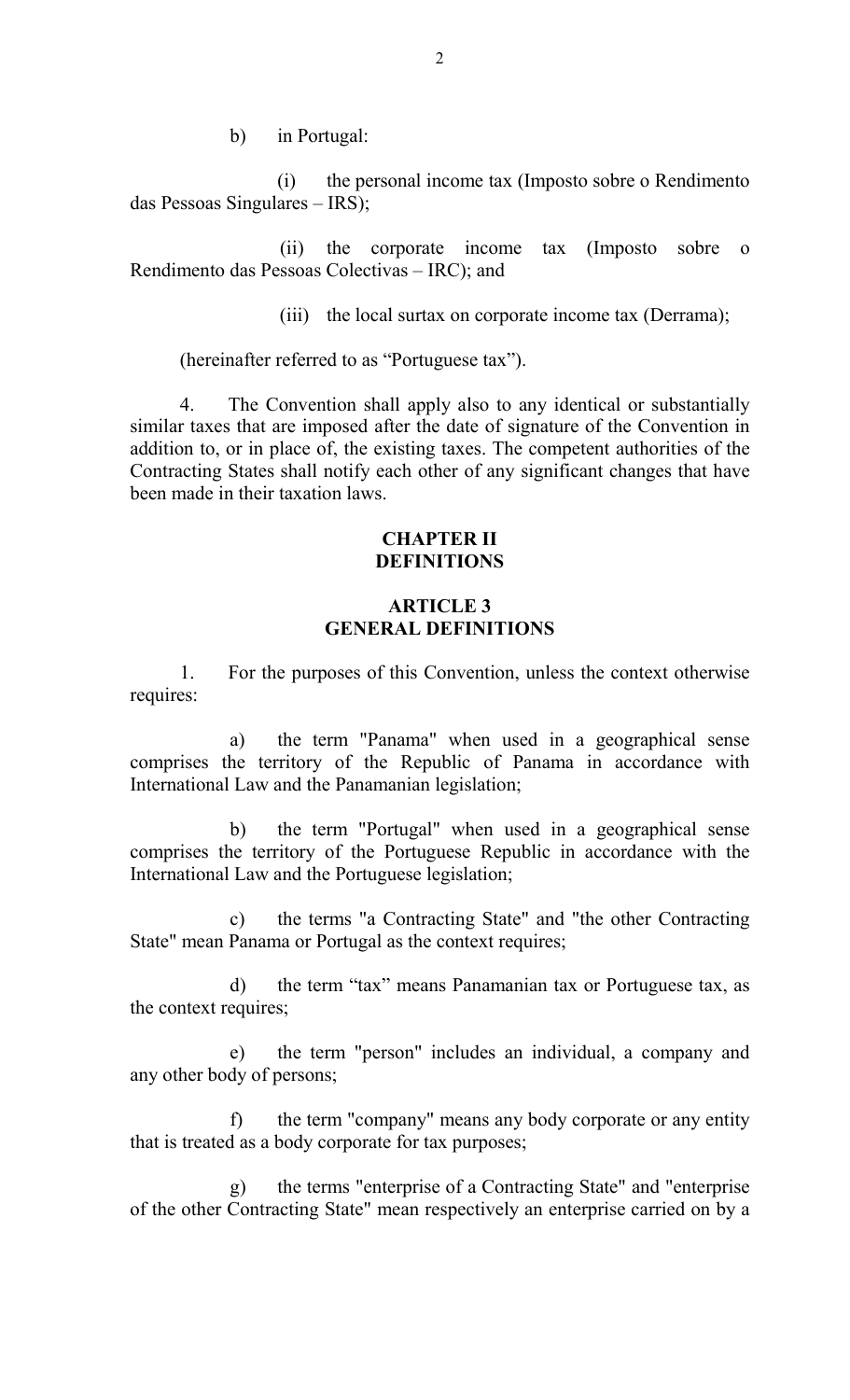b) in Portugal:

(i) the personal income tax (Imposto sobre o Rendimento das Pessoas Singulares – IRS);

(ii) the corporate income tax (Imposto sobre o Rendimento das Pessoas Colectivas – IRC); and

(iii) the local surtax on corporate income tax (Derrama);

(hereinafter referred to as "Portuguese tax").

4. The Convention shall apply also to any identical or substantially similar taxes that are imposed after the date of signature of the Convention in addition to, or in place of, the existing taxes. The competent authorities of the Contracting States shall notify each other of any significant changes that have been made in their taxation laws.

## CHAPTER II
## DEFINITIONS

### ARTICLE 3
### GENERAL DEFINITIONS

1. For the purposes of this Convention, unless the context otherwise requires:

a) the term "Panama" when used in a geographical sense comprises the territory of the Republic of Panama in accordance with International Law and the Panamanian legislation;

b) the term "Portugal" when used in a geographical sense comprises the territory of the Portuguese Republic in accordance with the International Law and the Portuguese legislation;

c) the terms "a Contracting State" and "the other Contracting State" mean Panama or Portugal as the context requires;

d) the term "tax" means Panamanian tax or Portuguese tax, as the context requires;

e) the term "person" includes an individual, a company and any other body of persons;

f) the term "company" means any body corporate or any entity that is treated as a body corporate for tax purposes;

g) the terms "enterprise of a Contracting State" and "enterprise of the other Contracting State" mean respectively an enterprise carried on by a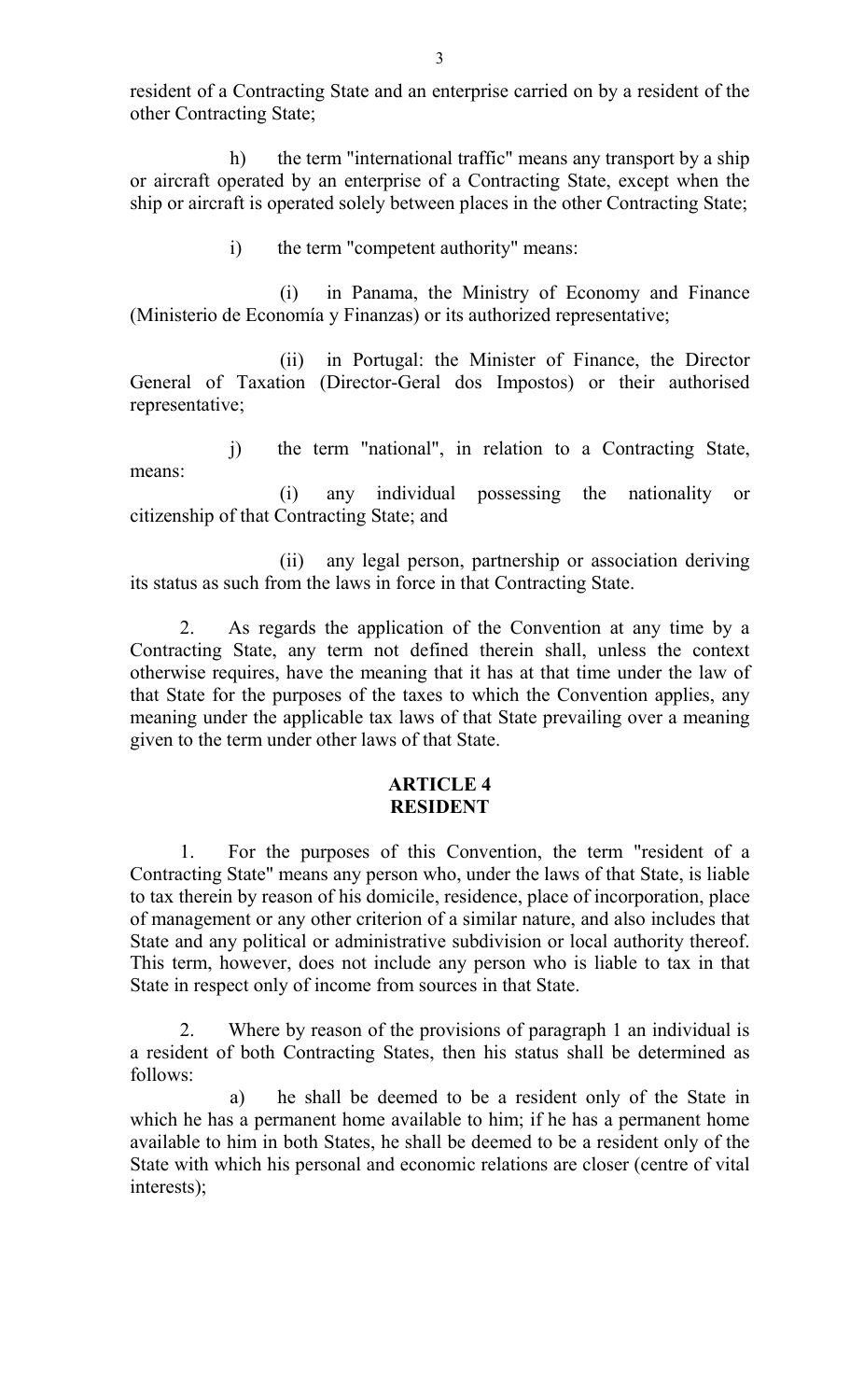resident of a Contracting State and an enterprise carried on by a resident of the other Contracting State;

h) the term "international traffic" means any transport by a ship or aircraft operated by an enterprise of a Contracting State, except when the ship or aircraft is operated solely between places in the other Contracting State;

i) the term "competent authority" means:

(i) in Panama, the Ministry of Economy and Finance (Ministerio de Economía y Finanzas) or its authorized representative;

(ii) in Portugal: the Minister of Finance, the Director General of Taxation (Director-Geral dos Impostos) or their authorised representative;

j) the term "national", in relation to a Contracting State, means:

(i) any individual possessing the nationality or citizenship of that Contracting State; and

(ii) any legal person, partnership or association deriving its status as such from the laws in force in that Contracting State.

2. As regards the application of the Convention at any time by a Contracting State, any term not defined therein shall, unless the context otherwise requires, have the meaning that it has at that time under the law of that State for the purposes of the taxes to which the Convention applies, any meaning under the applicable tax laws of that State prevailing over a meaning given to the term under other laws of that State.

## ARTICLE 4
## RESIDENT

1. For the purposes of this Convention, the term "resident of a Contracting State" means any person who, under the laws of that State, is liable to tax therein by reason of his domicile, residence, place of incorporation, place of management or any other criterion of a similar nature, and also includes that State and any political or administrative subdivision or local authority thereof. This term, however, does not include any person who is liable to tax in that State in respect only of income from sources in that State.

2. Where by reason of the provisions of paragraph 1 an individual is a resident of both Contracting States, then his status shall be determined as follows:

a) he shall be deemed to be a resident only of the State in which he has a permanent home available to him; if he has a permanent home available to him in both States, he shall be deemed to be a resident only of the State with which his personal and economic relations are closer (centre of vital interests);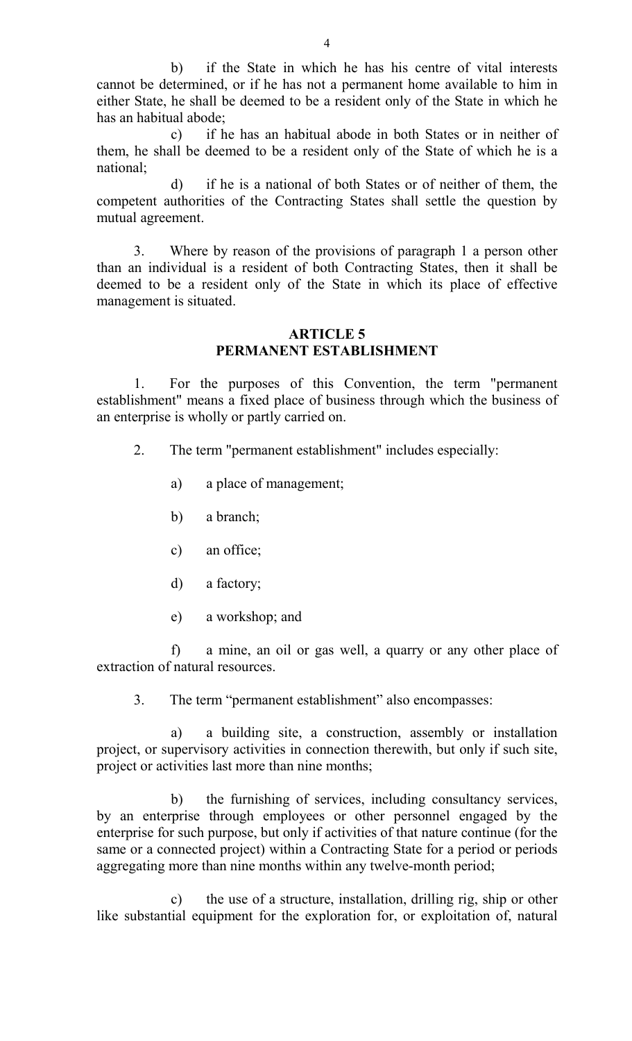b) if the State in which he has his centre of vital interests cannot be determined, or if he has not a permanent home available to him in either State, he shall be deemed to be a resident only of the State in which he has an habitual abode;

c) if he has an habitual abode in both States or in neither of them, he shall be deemed to be a resident only of the State of which he is a national;

d) if he is a national of both States or of neither of them, the competent authorities of the Contracting States shall settle the question by mutual agreement.

3. Where by reason of the provisions of paragraph 1 a person other than an individual is a resident of both Contracting States, then it shall be deemed to be a resident only of the State in which its place of effective management is situated.

## ARTICLE 5
## PERMANENT ESTABLISHMENT

1. For the purposes of this Convention, the term "permanent establishment" means a fixed place of business through which the business of an enterprise is wholly or partly carried on.

2. The term "permanent establishment" includes especially:

a) a place of management;

b) a branch;

c) an office;

d) a factory;

e) a workshop; and

f) a mine, an oil or gas well, a quarry or any other place of extraction of natural resources.

3. The term "permanent establishment" also encompasses:

a) a building site, a construction, assembly or installation project, or supervisory activities in connection therewith, but only if such site, project or activities last more than nine months;

b) the furnishing of services, including consultancy services, by an enterprise through employees or other personnel engaged by the enterprise for such purpose, but only if activities of that nature continue (for the same or a connected project) within a Contracting State for a period or periods aggregating more than nine months within any twelve-month period;

c) the use of a structure, installation, drilling rig, ship or other like substantial equipment for the exploration for, or exploitation of, natural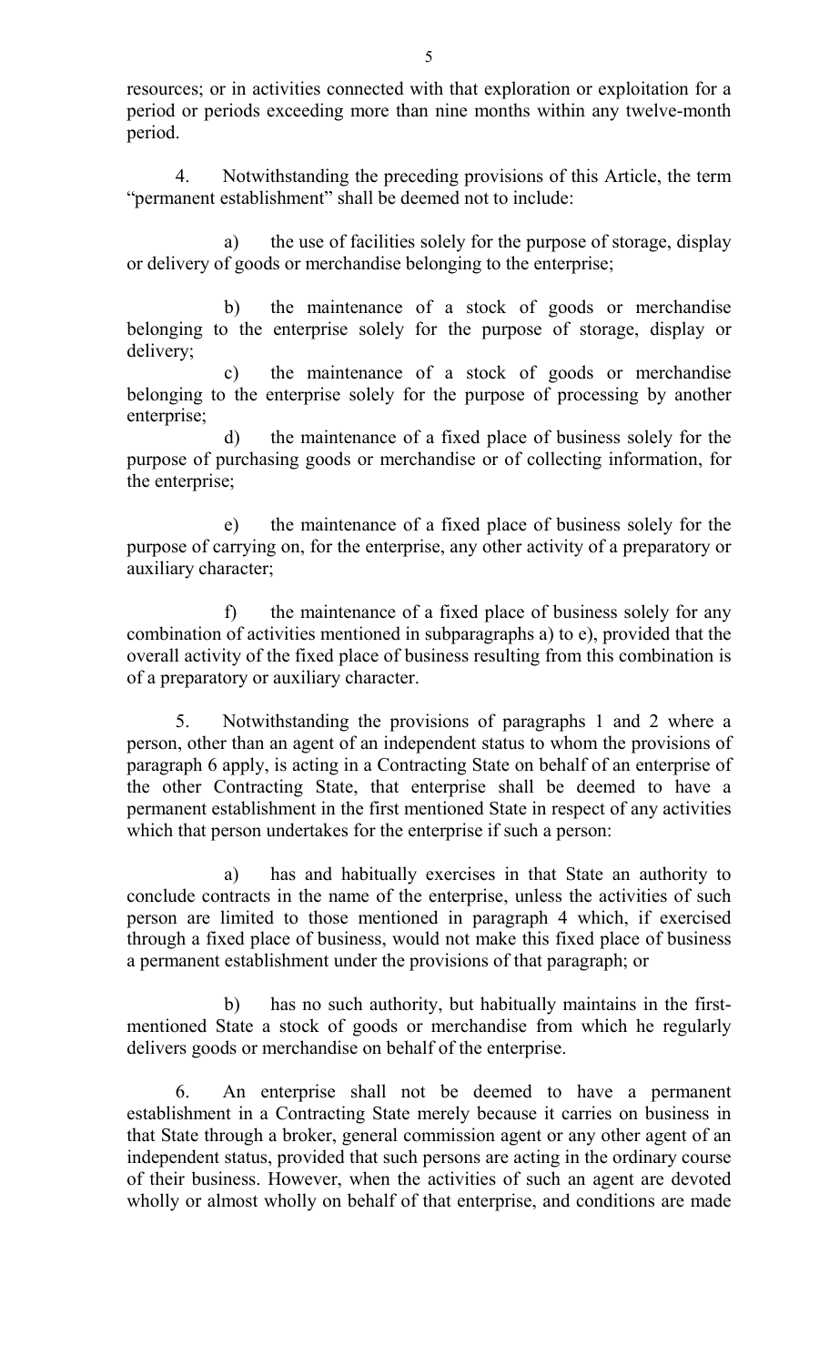resources; or in activities connected with that exploration or exploitation for a period or periods exceeding more than nine months within any twelve-month period.

4. Notwithstanding the preceding provisions of this Article, the term "permanent establishment" shall be deemed not to include:

a) the use of facilities solely for the purpose of storage, display or delivery of goods or merchandise belonging to the enterprise;

b) the maintenance of a stock of goods or merchandise belonging to the enterprise solely for the purpose of storage, display or delivery;

c) the maintenance of a stock of goods or merchandise belonging to the enterprise solely for the purpose of processing by another enterprise;

d) the maintenance of a fixed place of business solely for the purpose of purchasing goods or merchandise or of collecting information, for the enterprise;

e) the maintenance of a fixed place of business solely for the purpose of carrying on, for the enterprise, any other activity of a preparatory or auxiliary character;

f) the maintenance of a fixed place of business solely for any combination of activities mentioned in subparagraphs a) to e), provided that the overall activity of the fixed place of business resulting from this combination is of a preparatory or auxiliary character.

5. Notwithstanding the provisions of paragraphs 1 and 2 where a person, other than an agent of an independent status to whom the provisions of paragraph 6 apply, is acting in a Contracting State on behalf of an enterprise of the other Contracting State, that enterprise shall be deemed to have a permanent establishment in the first mentioned State in respect of any activities which that person undertakes for the enterprise if such a person:

a) has and habitually exercises in that State an authority to conclude contracts in the name of the enterprise, unless the activities of such person are limited to those mentioned in paragraph 4 which, if exercised through a fixed place of business, would not make this fixed place of business a permanent establishment under the provisions of that paragraph; or

b) has no such authority, but habitually maintains in the first-mentioned State a stock of goods or merchandise from which he regularly delivers goods or merchandise on behalf of the enterprise.

6. An enterprise shall not be deemed to have a permanent establishment in a Contracting State merely because it carries on business in that State through a broker, general commission agent or any other agent of an independent status, provided that such persons are acting in the ordinary course of their business. However, when the activities of such an agent are devoted wholly or almost wholly on behalf of that enterprise, and conditions are made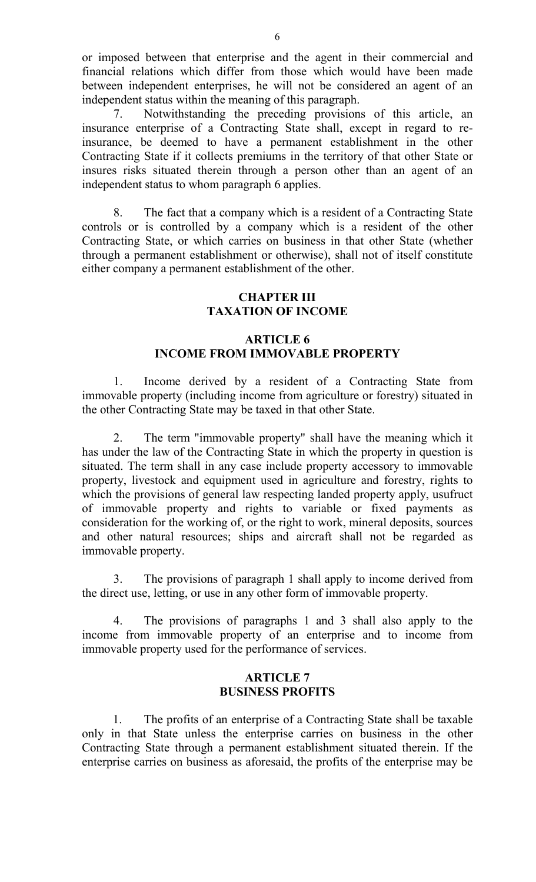or imposed between that enterprise and the agent in their commercial and financial relations which differ from those which would have been made between independent enterprises, he will not be considered an agent of an independent status within the meaning of this paragraph.

7. Notwithstanding the preceding provisions of this article, an insurance enterprise of a Contracting State shall, except in regard to re-insurance, be deemed to have a permanent establishment in the other Contracting State if it collects premiums in the territory of that other State or insures risks situated therein through a person other than an agent of an independent status to whom paragraph 6 applies.

8. The fact that a company which is a resident of a Contracting State controls or is controlled by a company which is a resident of the other Contracting State, or which carries on business in that other State (whether through a permanent establishment or otherwise), shall not of itself constitute either company a permanent establishment of the other.

## CHAPTER III
## TAXATION OF INCOME

### ARTICLE 6
### INCOME FROM IMMOVABLE PROPERTY

1. Income derived by a resident of a Contracting State from immovable property (including income from agriculture or forestry) situated in the other Contracting State may be taxed in that other State.

2. The term "immovable property" shall have the meaning which it has under the law of the Contracting State in which the property in question is situated. The term shall in any case include property accessory to immovable property, livestock and equipment used in agriculture and forestry, rights to which the provisions of general law respecting landed property apply, usufruct of immovable property and rights to variable or fixed payments as consideration for the working of, or the right to work, mineral deposits, sources and other natural resources; ships and aircraft shall not be regarded as immovable property.

3. The provisions of paragraph 1 shall apply to income derived from the direct use, letting, or use in any other form of immovable property.

4. The provisions of paragraphs 1 and 3 shall also apply to the income from immovable property of an enterprise and to income from immovable property used for the performance of services.

### ARTICLE 7
### BUSINESS PROFITS

1. The profits of an enterprise of a Contracting State shall be taxable only in that State unless the enterprise carries on business in the other Contracting State through a permanent establishment situated therein. If the enterprise carries on business as aforesaid, the profits of the enterprise may be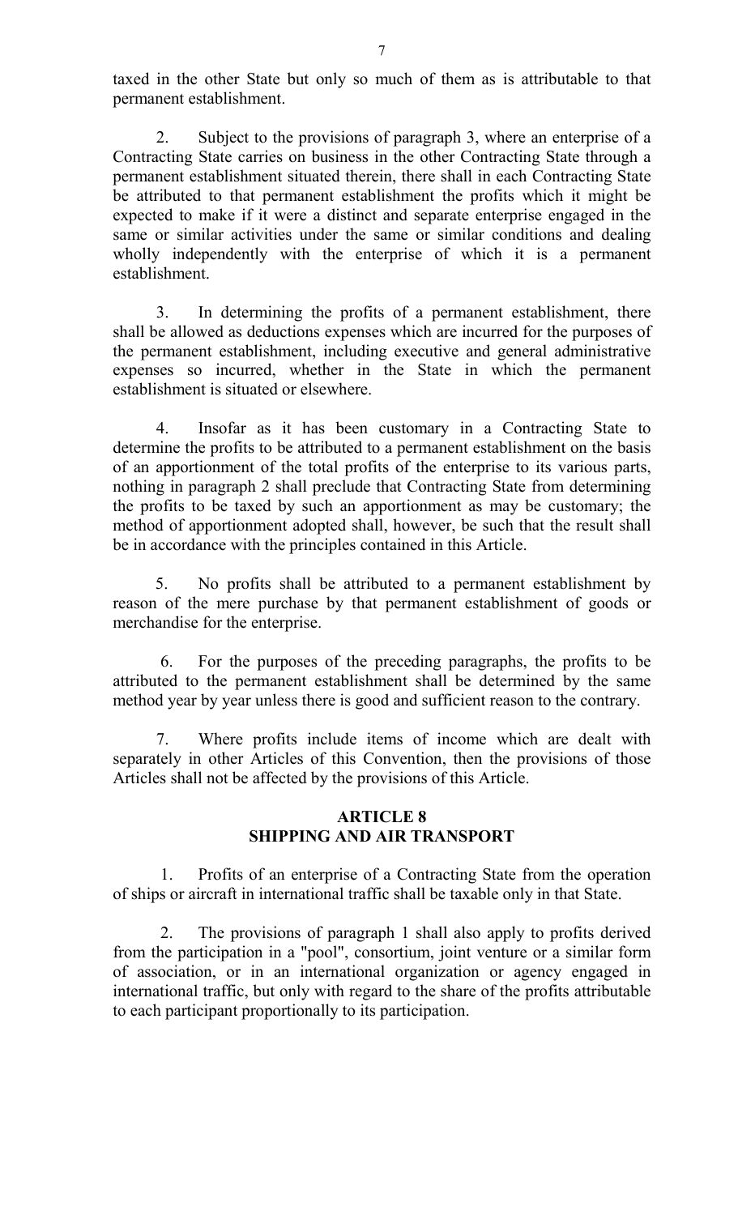taxed in the other State but only so much of them as is attributable to that permanent establishment.

2. Subject to the provisions of paragraph 3, where an enterprise of a Contracting State carries on business in the other Contracting State through a permanent establishment situated therein, there shall in each Contracting State be attributed to that permanent establishment the profits which it might be expected to make if it were a distinct and separate enterprise engaged in the same or similar activities under the same or similar conditions and dealing wholly independently with the enterprise of which it is a permanent establishment.

3. In determining the profits of a permanent establishment, there shall be allowed as deductions expenses which are incurred for the purposes of the permanent establishment, including executive and general administrative expenses so incurred, whether in the State in which the permanent establishment is situated or elsewhere.

4. Insofar as it has been customary in a Contracting State to determine the profits to be attributed to a permanent establishment on the basis of an apportionment of the total profits of the enterprise to its various parts, nothing in paragraph 2 shall preclude that Contracting State from determining the profits to be taxed by such an apportionment as may be customary; the method of apportionment adopted shall, however, be such that the result shall be in accordance with the principles contained in this Article.

5. No profits shall be attributed to a permanent establishment by reason of the mere purchase by that permanent establishment of goods or merchandise for the enterprise.

6. For the purposes of the preceding paragraphs, the profits to be attributed to the permanent establishment shall be determined by the same method year by year unless there is good and sufficient reason to the contrary.

7. Where profits include items of income which are dealt with separately in other Articles of this Convention, then the provisions of those Articles shall not be affected by the provisions of this Article.

## ARTICLE 8
## SHIPPING AND AIR TRANSPORT

1. Profits of an enterprise of a Contracting State from the operation of ships or aircraft in international traffic shall be taxable only in that State.

2. The provisions of paragraph 1 shall also apply to profits derived from the participation in a "pool", consortium, joint venture or a similar form of association, or in an international organization or agency engaged in international traffic, but only with regard to the share of the profits attributable to each participant proportionally to its participation.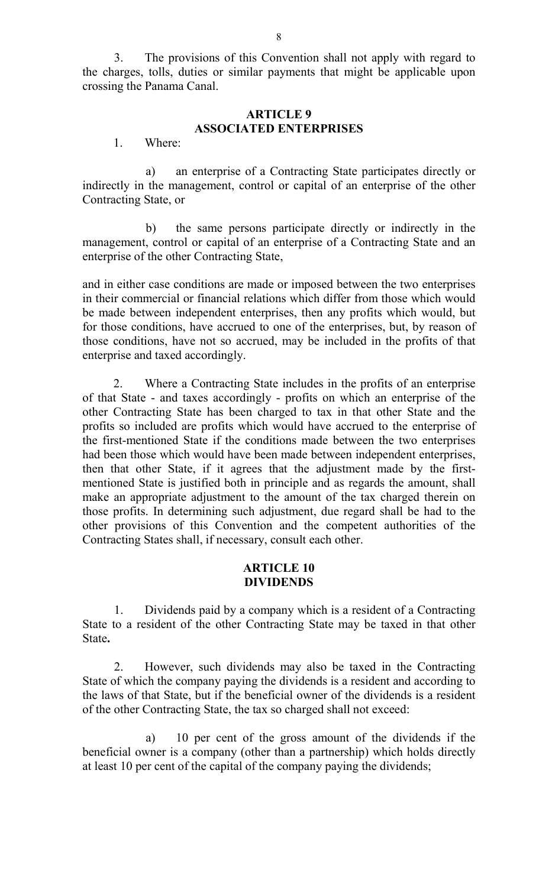3. The provisions of this Convention shall not apply with regard to the charges, tolls, duties or similar payments that might be applicable upon crossing the Panama Canal.

## ARTICLE 9
## ASSOCIATED ENTERPRISES

1. Where:

a) an enterprise of a Contracting State participates directly or indirectly in the management, control or capital of an enterprise of the other Contracting State, or

b) the same persons participate directly or indirectly in the management, control or capital of an enterprise of a Contracting State and an enterprise of the other Contracting State,

and in either case conditions are made or imposed between the two enterprises in their commercial or financial relations which differ from those which would be made between independent enterprises, then any profits which would, but for those conditions, have accrued to one of the enterprises, but, by reason of those conditions, have not so accrued, may be included in the profits of that enterprise and taxed accordingly.

2. Where a Contracting State includes in the profits of an enterprise of that State - and taxes accordingly - profits on which an enterprise of the other Contracting State has been charged to tax in that other State and the profits so included are profits which would have accrued to the enterprise of the first-mentioned State if the conditions made between the two enterprises had been those which would have been made between independent enterprises, then that other State, if it agrees that the adjustment made by the first-mentioned State is justified both in principle and as regards the amount, shall make an appropriate adjustment to the amount of the tax charged therein on those profits. In determining such adjustment, due regard shall be had to the other provisions of this Convention and the competent authorities of the Contracting States shall, if necessary, consult each other.

## ARTICLE 10
## DIVIDENDS

1. Dividends paid by a company which is a resident of a Contracting State to a resident of the other Contracting State may be taxed in that other State**.**

2. However, such dividends may also be taxed in the Contracting State of which the company paying the dividends is a resident and according to the laws of that State, but if the beneficial owner of the dividends is a resident of the other Contracting State, the tax so charged shall not exceed:

a) 10 per cent of the gross amount of the dividends if the beneficial owner is a company (other than a partnership) which holds directly at least 10 per cent of the capital of the company paying the dividends;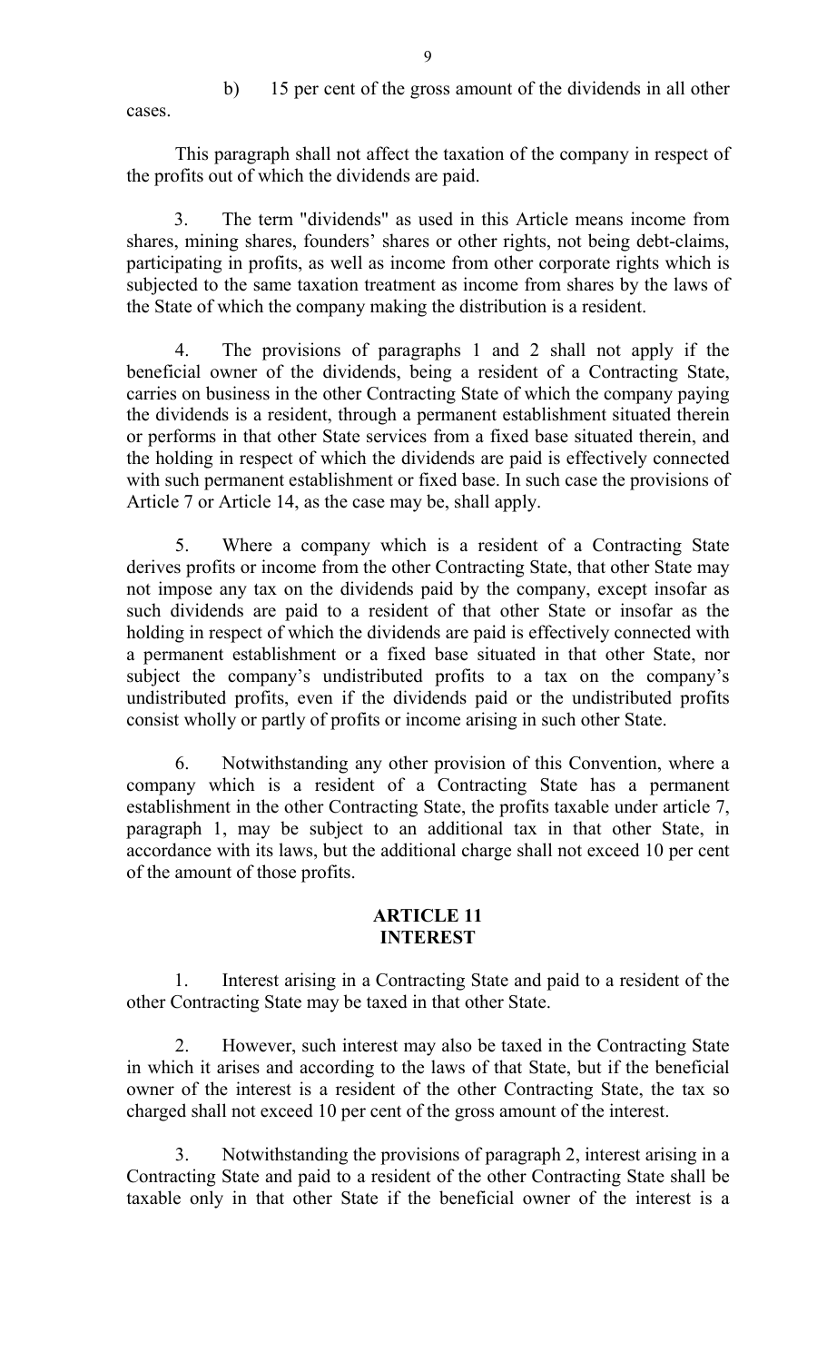b) 15 per cent of the gross amount of the dividends in all other cases.

This paragraph shall not affect the taxation of the company in respect of the profits out of which the dividends are paid.

3. The term "dividends" as used in this Article means income from shares, mining shares, founders' shares or other rights, not being debt-claims, participating in profits, as well as income from other corporate rights which is subjected to the same taxation treatment as income from shares by the laws of the State of which the company making the distribution is a resident.

4. The provisions of paragraphs 1 and 2 shall not apply if the beneficial owner of the dividends, being a resident of a Contracting State, carries on business in the other Contracting State of which the company paying the dividends is a resident, through a permanent establishment situated therein or performs in that other State services from a fixed base situated therein, and the holding in respect of which the dividends are paid is effectively connected with such permanent establishment or fixed base. In such case the provisions of Article 7 or Article 14, as the case may be, shall apply.

5. Where a company which is a resident of a Contracting State derives profits or income from the other Contracting State, that other State may not impose any tax on the dividends paid by the company, except insofar as such dividends are paid to a resident of that other State or insofar as the holding in respect of which the dividends are paid is effectively connected with a permanent establishment or a fixed base situated in that other State, nor subject the company's undistributed profits to a tax on the company's undistributed profits, even if the dividends paid or the undistributed profits consist wholly or partly of profits or income arising in such other State.

6. Notwithstanding any other provision of this Convention, where a company which is a resident of a Contracting State has a permanent establishment in the other Contracting State, the profits taxable under article 7, paragraph 1, may be subject to an additional tax in that other State, in accordance with its laws, but the additional charge shall not exceed 10 per cent of the amount of those profits.

## ARTICLE 11
## INTEREST

1. Interest arising in a Contracting State and paid to a resident of the other Contracting State may be taxed in that other State.

2. However, such interest may also be taxed in the Contracting State in which it arises and according to the laws of that State, but if the beneficial owner of the interest is a resident of the other Contracting State, the tax so charged shall not exceed 10 per cent of the gross amount of the interest.

3. Notwithstanding the provisions of paragraph 2, interest arising in a Contracting State and paid to a resident of the other Contracting State shall be taxable only in that other State if the beneficial owner of the interest is a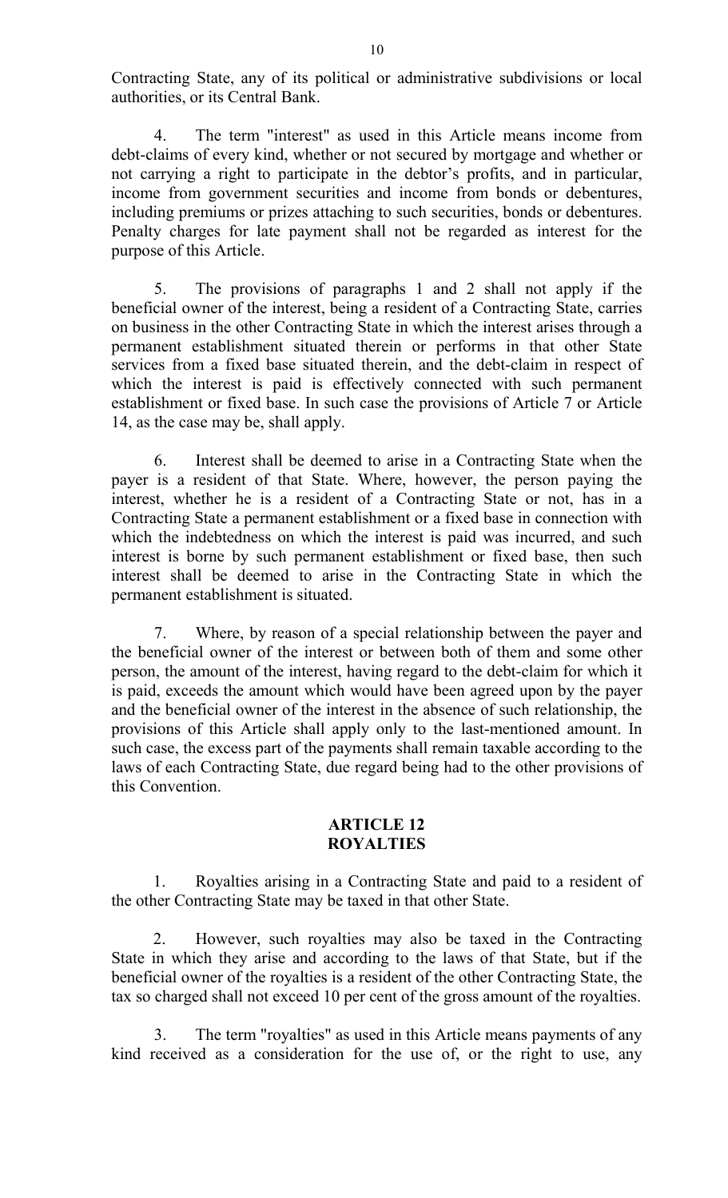Contracting State, any of its political or administrative subdivisions or local authorities, or its Central Bank.

4. The term "interest" as used in this Article means income from debt-claims of every kind, whether or not secured by mortgage and whether or not carrying a right to participate in the debtor's profits, and in particular, income from government securities and income from bonds or debentures, including premiums or prizes attaching to such securities, bonds or debentures. Penalty charges for late payment shall not be regarded as interest for the purpose of this Article.

5. The provisions of paragraphs 1 and 2 shall not apply if the beneficial owner of the interest, being a resident of a Contracting State, carries on business in the other Contracting State in which the interest arises through a permanent establishment situated therein or performs in that other State services from a fixed base situated therein, and the debt-claim in respect of which the interest is paid is effectively connected with such permanent establishment or fixed base. In such case the provisions of Article 7 or Article 14, as the case may be, shall apply.

6. Interest shall be deemed to arise in a Contracting State when the payer is a resident of that State. Where, however, the person paying the interest, whether he is a resident of a Contracting State or not, has in a Contracting State a permanent establishment or a fixed base in connection with which the indebtedness on which the interest is paid was incurred, and such interest is borne by such permanent establishment or fixed base, then such interest shall be deemed to arise in the Contracting State in which the permanent establishment is situated.

7. Where, by reason of a special relationship between the payer and the beneficial owner of the interest or between both of them and some other person, the amount of the interest, having regard to the debt-claim for which it is paid, exceeds the amount which would have been agreed upon by the payer and the beneficial owner of the interest in the absence of such relationship, the provisions of this Article shall apply only to the last-mentioned amount. In such case, the excess part of the payments shall remain taxable according to the laws of each Contracting State, due regard being had to the other provisions of this Convention.

## ARTICLE 12
## ROYALTIES

1. Royalties arising in a Contracting State and paid to a resident of the other Contracting State may be taxed in that other State.

2. However, such royalties may also be taxed in the Contracting State in which they arise and according to the laws of that State, but if the beneficial owner of the royalties is a resident of the other Contracting State, the tax so charged shall not exceed 10 per cent of the gross amount of the royalties.

3. The term "royalties" as used in this Article means payments of any kind received as a consideration for the use of, or the right to use, any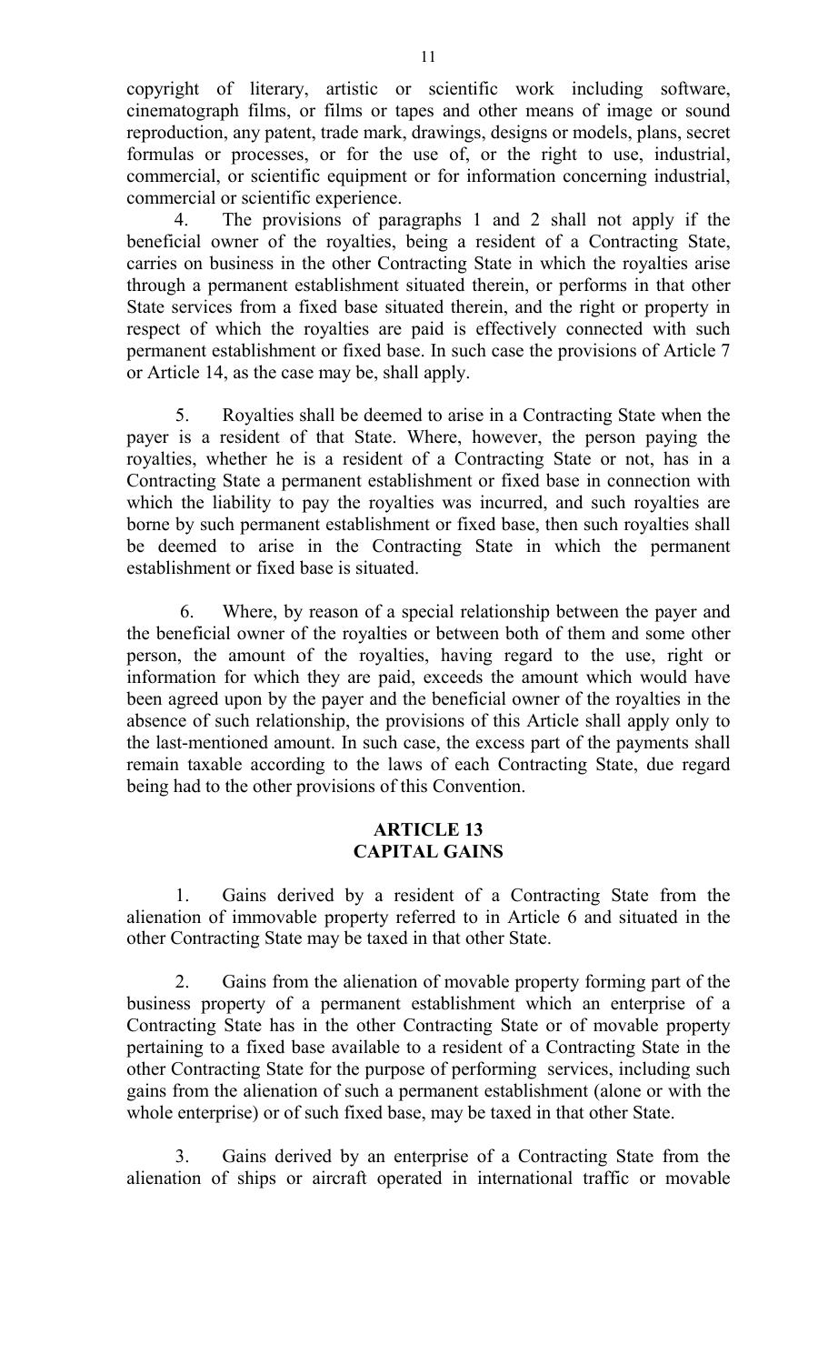copyright of literary, artistic or scientific work including software, cinematograph films, or films or tapes and other means of image or sound reproduction, any patent, trade mark, drawings, designs or models, plans, secret formulas or processes, or for the use of, or the right to use, industrial, commercial, or scientific equipment or for information concerning industrial, commercial or scientific experience.

4. The provisions of paragraphs 1 and 2 shall not apply if the beneficial owner of the royalties, being a resident of a Contracting State, carries on business in the other Contracting State in which the royalties arise through a permanent establishment situated therein, or performs in that other State services from a fixed base situated therein, and the right or property in respect of which the royalties are paid is effectively connected with such permanent establishment or fixed base. In such case the provisions of Article 7 or Article 14, as the case may be, shall apply.

5. Royalties shall be deemed to arise in a Contracting State when the payer is a resident of that State. Where, however, the person paying the royalties, whether he is a resident of a Contracting State or not, has in a Contracting State a permanent establishment or fixed base in connection with which the liability to pay the royalties was incurred, and such royalties are borne by such permanent establishment or fixed base, then such royalties shall be deemed to arise in the Contracting State in which the permanent establishment or fixed base is situated.

6. Where, by reason of a special relationship between the payer and the beneficial owner of the royalties or between both of them and some other person, the amount of the royalties, having regard to the use, right or information for which they are paid, exceeds the amount which would have been agreed upon by the payer and the beneficial owner of the royalties in the absence of such relationship, the provisions of this Article shall apply only to the last-mentioned amount. In such case, the excess part of the payments shall remain taxable according to the laws of each Contracting State, due regard being had to the other provisions of this Convention.

## ARTICLE 13
## CAPITAL GAINS

1. Gains derived by a resident of a Contracting State from the alienation of immovable property referred to in Article 6 and situated in the other Contracting State may be taxed in that other State.

2. Gains from the alienation of movable property forming part of the business property of a permanent establishment which an enterprise of a Contracting State has in the other Contracting State or of movable property pertaining to a fixed base available to a resident of a Contracting State in the other Contracting State for the purpose of performing services, including such gains from the alienation of such a permanent establishment (alone or with the whole enterprise) or of such fixed base, may be taxed in that other State.

3. Gains derived by an enterprise of a Contracting State from the alienation of ships or aircraft operated in international traffic or movable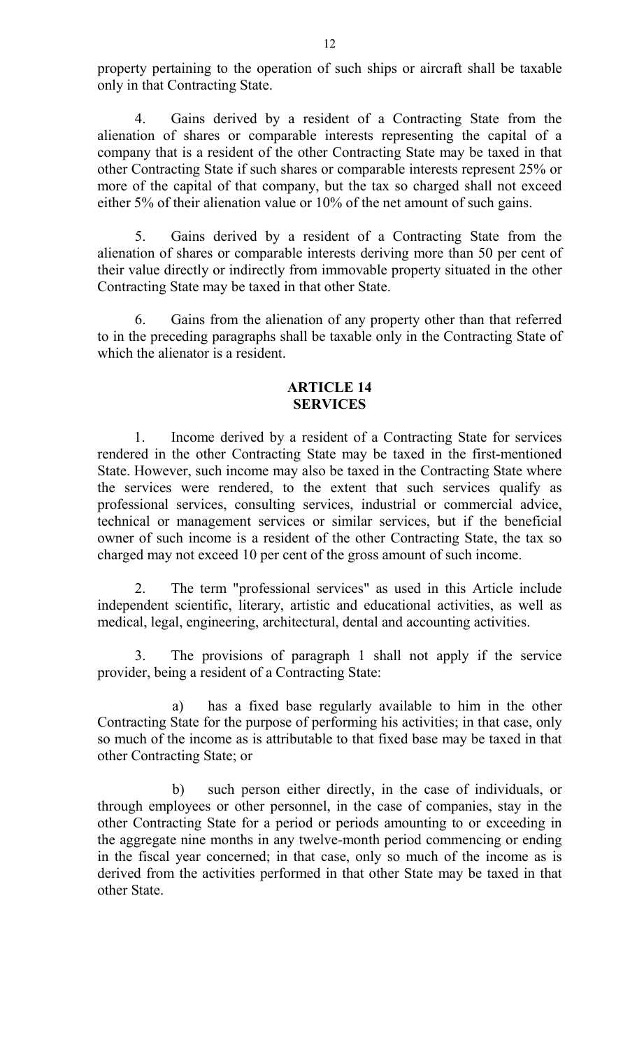property pertaining to the operation of such ships or aircraft shall be taxable only in that Contracting State.

4. Gains derived by a resident of a Contracting State from the alienation of shares or comparable interests representing the capital of a company that is a resident of the other Contracting State may be taxed in that other Contracting State if such shares or comparable interests represent 25% or more of the capital of that company, but the tax so charged shall not exceed either 5% of their alienation value or 10% of the net amount of such gains.

5. Gains derived by a resident of a Contracting State from the alienation of shares or comparable interests deriving more than 50 per cent of their value directly or indirectly from immovable property situated in the other Contracting State may be taxed in that other State.

6. Gains from the alienation of any property other than that referred to in the preceding paragraphs shall be taxable only in the Contracting State of which the alienator is a resident.

## ARTICLE 14
## SERVICES

1. Income derived by a resident of a Contracting State for services rendered in the other Contracting State may be taxed in the first-mentioned State. However, such income may also be taxed in the Contracting State where the services were rendered, to the extent that such services qualify as professional services, consulting services, industrial or commercial advice, technical or management services or similar services, but if the beneficial owner of such income is a resident of the other Contracting State, the tax so charged may not exceed 10 per cent of the gross amount of such income.

2. The term "professional services" as used in this Article include independent scientific, literary, artistic and educational activities, as well as medical, legal, engineering, architectural, dental and accounting activities.

3. The provisions of paragraph 1 shall not apply if the service provider, being a resident of a Contracting State:

a) has a fixed base regularly available to him in the other Contracting State for the purpose of performing his activities; in that case, only so much of the income as is attributable to that fixed base may be taxed in that other Contracting State; or

b) such person either directly, in the case of individuals, or through employees or other personnel, in the case of companies, stay in the other Contracting State for a period or periods amounting to or exceeding in the aggregate nine months in any twelve-month period commencing or ending in the fiscal year concerned; in that case, only so much of the income as is derived from the activities performed in that other State may be taxed in that other State.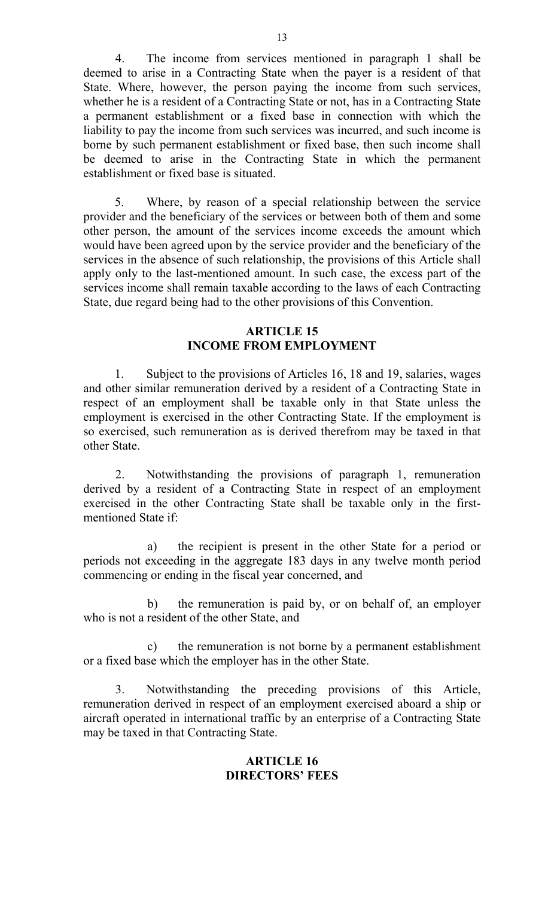4. The income from services mentioned in paragraph 1 shall be deemed to arise in a Contracting State when the payer is a resident of that State. Where, however, the person paying the income from such services, whether he is a resident of a Contracting State or not, has in a Contracting State a permanent establishment or a fixed base in connection with which the liability to pay the income from such services was incurred, and such income is borne by such permanent establishment or fixed base, then such income shall be deemed to arise in the Contracting State in which the permanent establishment or fixed base is situated.

5. Where, by reason of a special relationship between the service provider and the beneficiary of the services or between both of them and some other person, the amount of the services income exceeds the amount which would have been agreed upon by the service provider and the beneficiary of the services in the absence of such relationship, the provisions of this Article shall apply only to the last-mentioned amount. In such case, the excess part of the services income shall remain taxable according to the laws of each Contracting State, due regard being had to the other provisions of this Convention.

## ARTICLE 15
## INCOME FROM EMPLOYMENT

1. Subject to the provisions of Articles 16, 18 and 19, salaries, wages and other similar remuneration derived by a resident of a Contracting State in respect of an employment shall be taxable only in that State unless the employment is exercised in the other Contracting State. If the employment is so exercised, such remuneration as is derived therefrom may be taxed in that other State.

2. Notwithstanding the provisions of paragraph 1, remuneration derived by a resident of a Contracting State in respect of an employment exercised in the other Contracting State shall be taxable only in the first-mentioned State if:

a) the recipient is present in the other State for a period or periods not exceeding in the aggregate 183 days in any twelve month period commencing or ending in the fiscal year concerned, and

b) the remuneration is paid by, or on behalf of, an employer who is not a resident of the other State, and

c) the remuneration is not borne by a permanent establishment or a fixed base which the employer has in the other State.

3. Notwithstanding the preceding provisions of this Article, remuneration derived in respect of an employment exercised aboard a ship or aircraft operated in international traffic by an enterprise of a Contracting State may be taxed in that Contracting State.

## ARTICLE 16
## DIRECTORS' FEES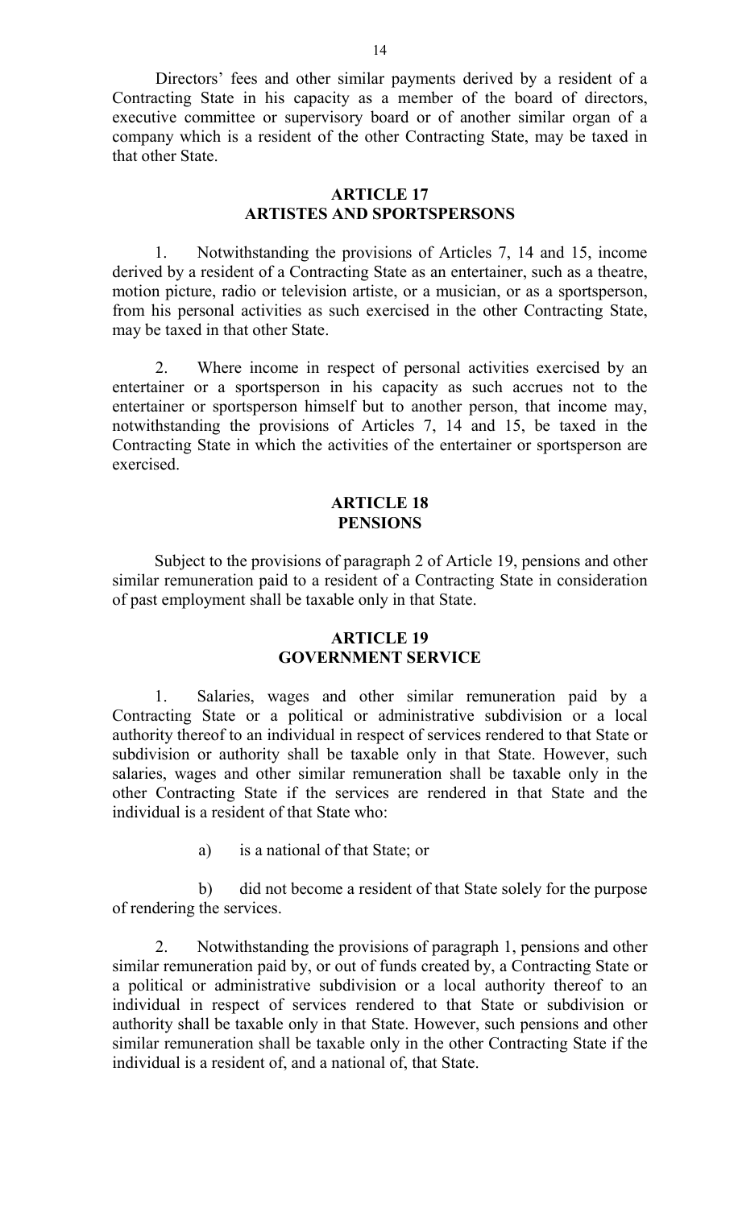Directors' fees and other similar payments derived by a resident of a Contracting State in his capacity as a member of the board of directors, executive committee or supervisory board or of another similar organ of a company which is a resident of the other Contracting State, may be taxed in that other State.

## ARTICLE 17
## ARTISTES AND SPORTSPERSONS

1. Notwithstanding the provisions of Articles 7, 14 and 15, income derived by a resident of a Contracting State as an entertainer, such as a theatre, motion picture, radio or television artiste, or a musician, or as a sportsperson, from his personal activities as such exercised in the other Contracting State, may be taxed in that other State.

2. Where income in respect of personal activities exercised by an entertainer or a sportsperson in his capacity as such accrues not to the entertainer or sportsperson himself but to another person, that income may, notwithstanding the provisions of Articles 7, 14 and 15, be taxed in the Contracting State in which the activities of the entertainer or sportsperson are exercised.

## ARTICLE 18
## PENSIONS

Subject to the provisions of paragraph 2 of Article 19, pensions and other similar remuneration paid to a resident of a Contracting State in consideration of past employment shall be taxable only in that State.

## ARTICLE 19
## GOVERNMENT SERVICE

1. Salaries, wages and other similar remuneration paid by a Contracting State or a political or administrative subdivision or a local authority thereof to an individual in respect of services rendered to that State or subdivision or authority shall be taxable only in that State. However, such salaries, wages and other similar remuneration shall be taxable only in the other Contracting State if the services are rendered in that State and the individual is a resident of that State who:

a) is a national of that State; or

b) did not become a resident of that State solely for the purpose of rendering the services.

2. Notwithstanding the provisions of paragraph 1, pensions and other similar remuneration paid by, or out of funds created by, a Contracting State or a political or administrative subdivision or a local authority thereof to an individual in respect of services rendered to that State or subdivision or authority shall be taxable only in that State. However, such pensions and other similar remuneration shall be taxable only in the other Contracting State if the individual is a resident of, and a national of, that State.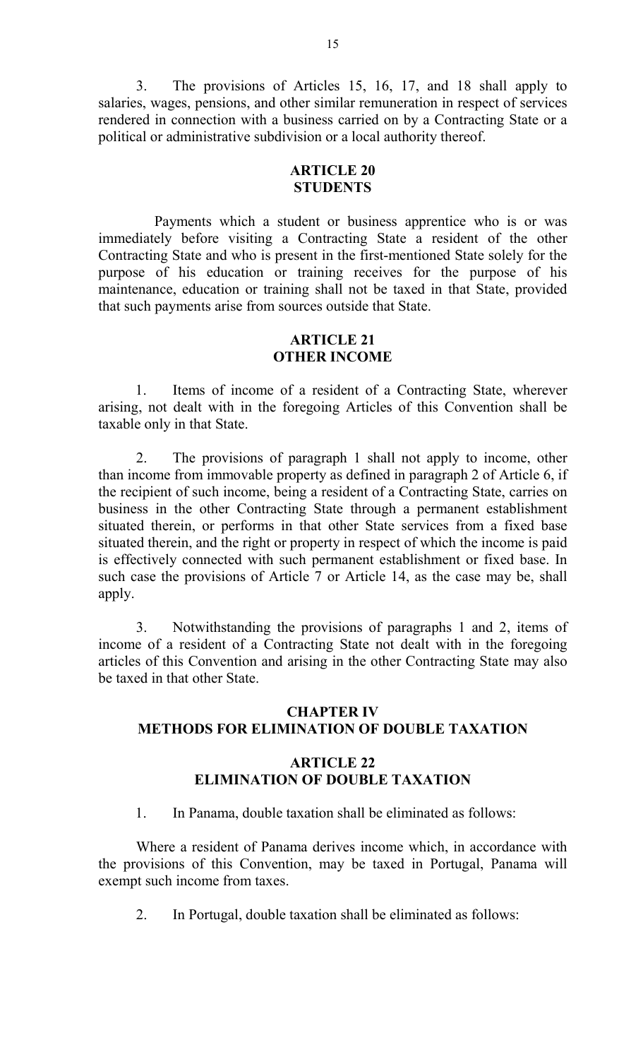3. The provisions of Articles 15, 16, 17, and 18 shall apply to salaries, wages, pensions, and other similar remuneration in respect of services rendered in connection with a business carried on by a Contracting State or a political or administrative subdivision or a local authority thereof.

## ARTICLE 20
## STUDENTS

Payments which a student or business apprentice who is or was immediately before visiting a Contracting State a resident of the other Contracting State and who is present in the first-mentioned State solely for the purpose of his education or training receives for the purpose of his maintenance, education or training shall not be taxed in that State, provided that such payments arise from sources outside that State.

## ARTICLE 21
## OTHER INCOME

1. Items of income of a resident of a Contracting State, wherever arising, not dealt with in the foregoing Articles of this Convention shall be taxable only in that State.

2. The provisions of paragraph 1 shall not apply to income, other than income from immovable property as defined in paragraph 2 of Article 6, if the recipient of such income, being a resident of a Contracting State, carries on business in the other Contracting State through a permanent establishment situated therein, or performs in that other State services from a fixed base situated therein, and the right or property in respect of which the income is paid is effectively connected with such permanent establishment or fixed base. In such case the provisions of Article 7 or Article 14, as the case may be, shall apply.

3. Notwithstanding the provisions of paragraphs 1 and 2, items of income of a resident of a Contracting State not dealt with in the foregoing articles of this Convention and arising in the other Contracting State may also be taxed in that other State.

# CHAPTER IV
# METHODS FOR ELIMINATION OF DOUBLE TAXATION

## ARTICLE 22
## ELIMINATION OF DOUBLE TAXATION

1. In Panama, double taxation shall be eliminated as follows:

Where a resident of Panama derives income which, in accordance with the provisions of this Convention, may be taxed in Portugal, Panama will exempt such income from taxes.

2. In Portugal, double taxation shall be eliminated as follows: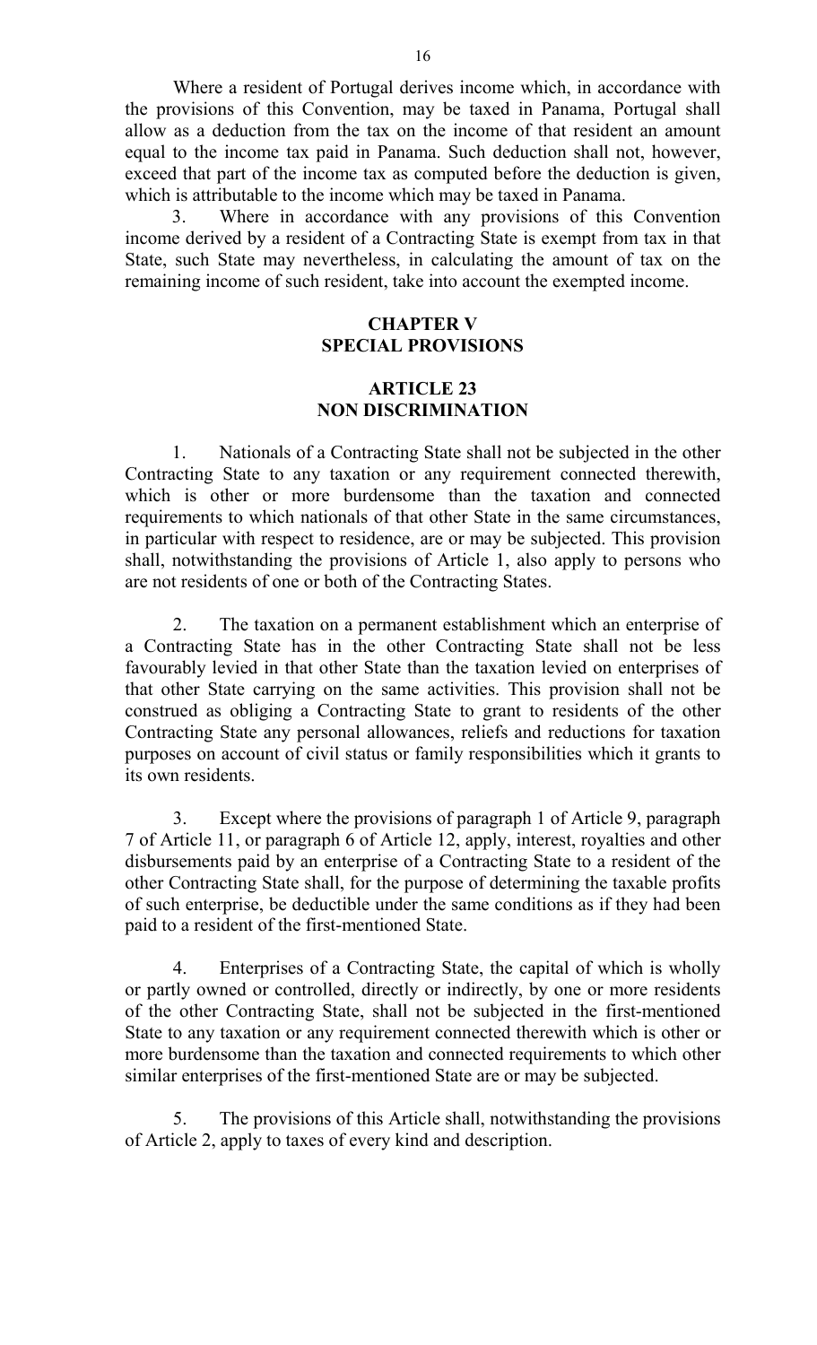Where a resident of Portugal derives income which, in accordance with the provisions of this Convention, may be taxed in Panama, Portugal shall allow as a deduction from the tax on the income of that resident an amount equal to the income tax paid in Panama. Such deduction shall not, however, exceed that part of the income tax as computed before the deduction is given, which is attributable to the income which may be taxed in Panama.

3. Where in accordance with any provisions of this Convention income derived by a resident of a Contracting State is exempt from tax in that State, such State may nevertheless, in calculating the amount of tax on the remaining income of such resident, take into account the exempted income.

## CHAPTER V
## SPECIAL PROVISIONS

### ARTICLE 23
### NON DISCRIMINATION

1. Nationals of a Contracting State shall not be subjected in the other Contracting State to any taxation or any requirement connected therewith, which is other or more burdensome than the taxation and connected requirements to which nationals of that other State in the same circumstances, in particular with respect to residence, are or may be subjected. This provision shall, notwithstanding the provisions of Article 1, also apply to persons who are not residents of one or both of the Contracting States.

2. The taxation on a permanent establishment which an enterprise of a Contracting State has in the other Contracting State shall not be less favourably levied in that other State than the taxation levied on enterprises of that other State carrying on the same activities. This provision shall not be construed as obliging a Contracting State to grant to residents of the other Contracting State any personal allowances, reliefs and reductions for taxation purposes on account of civil status or family responsibilities which it grants to its own residents.

3. Except where the provisions of paragraph 1 of Article 9, paragraph 7 of Article 11, or paragraph 6 of Article 12, apply, interest, royalties and other disbursements paid by an enterprise of a Contracting State to a resident of the other Contracting State shall, for the purpose of determining the taxable profits of such enterprise, be deductible under the same conditions as if they had been paid to a resident of the first-mentioned State.

4. Enterprises of a Contracting State, the capital of which is wholly or partly owned or controlled, directly or indirectly, by one or more residents of the other Contracting State, shall not be subjected in the first-mentioned State to any taxation or any requirement connected therewith which is other or more burdensome than the taxation and connected requirements to which other similar enterprises of the first-mentioned State are or may be subjected.

5. The provisions of this Article shall, notwithstanding the provisions of Article 2, apply to taxes of every kind and description.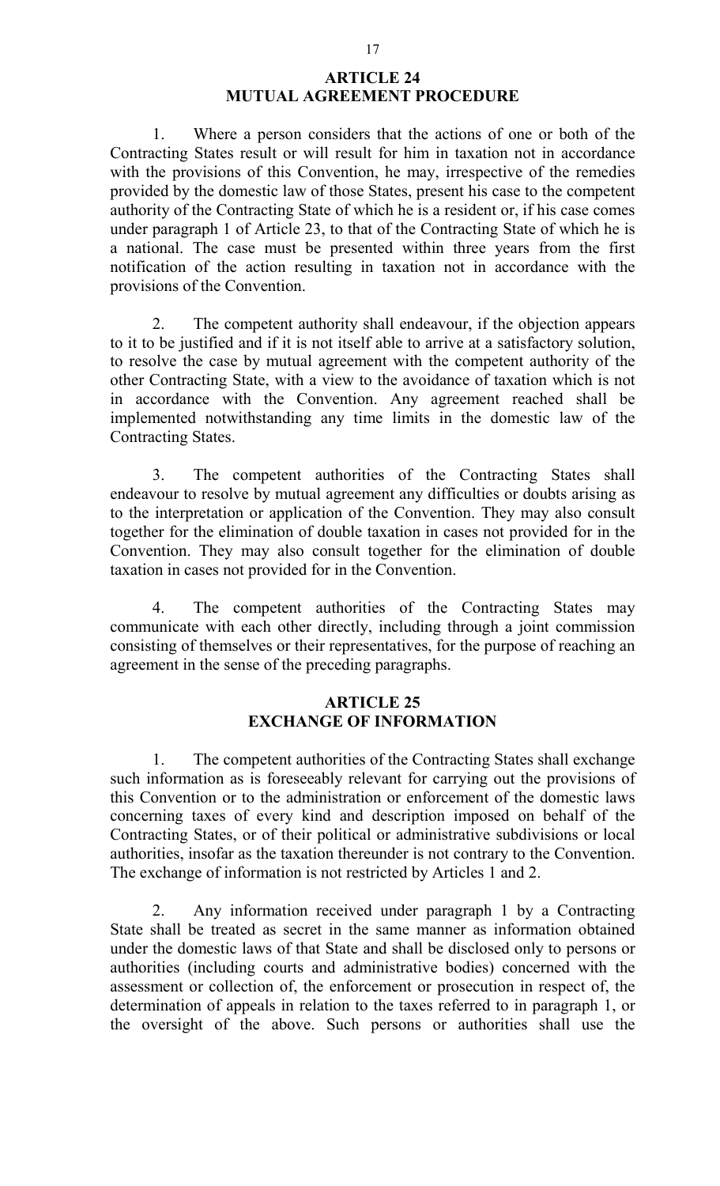## ARTICLE 24
## MUTUAL AGREEMENT PROCEDURE

1. Where a person considers that the actions of one or both of the Contracting States result or will result for him in taxation not in accordance with the provisions of this Convention, he may, irrespective of the remedies provided by the domestic law of those States, present his case to the competent authority of the Contracting State of which he is a resident or, if his case comes under paragraph 1 of Article 23, to that of the Contracting State of which he is a national. The case must be presented within three years from the first notification of the action resulting in taxation not in accordance with the provisions of the Convention.

2. The competent authority shall endeavour, if the objection appears to it to be justified and if it is not itself able to arrive at a satisfactory solution, to resolve the case by mutual agreement with the competent authority of the other Contracting State, with a view to the avoidance of taxation which is not in accordance with the Convention. Any agreement reached shall be implemented notwithstanding any time limits in the domestic law of the Contracting States.

3. The competent authorities of the Contracting States shall endeavour to resolve by mutual agreement any difficulties or doubts arising as to the interpretation or application of the Convention. They may also consult together for the elimination of double taxation in cases not provided for in the Convention. They may also consult together for the elimination of double taxation in cases not provided for in the Convention.

4. The competent authorities of the Contracting States may communicate with each other directly, including through a joint commission consisting of themselves or their representatives, for the purpose of reaching an agreement in the sense of the preceding paragraphs.

## ARTICLE 25
## EXCHANGE OF INFORMATION

1. The competent authorities of the Contracting States shall exchange such information as is foreseeably relevant for carrying out the provisions of this Convention or to the administration or enforcement of the domestic laws concerning taxes of every kind and description imposed on behalf of the Contracting States, or of their political or administrative subdivisions or local authorities, insofar as the taxation thereunder is not contrary to the Convention. The exchange of information is not restricted by Articles 1 and 2.

2. Any information received under paragraph 1 by a Contracting State shall be treated as secret in the same manner as information obtained under the domestic laws of that State and shall be disclosed only to persons or authorities (including courts and administrative bodies) concerned with the assessment or collection of, the enforcement or prosecution in respect of, the determination of appeals in relation to the taxes referred to in paragraph 1, or the oversight of the above. Such persons or authorities shall use the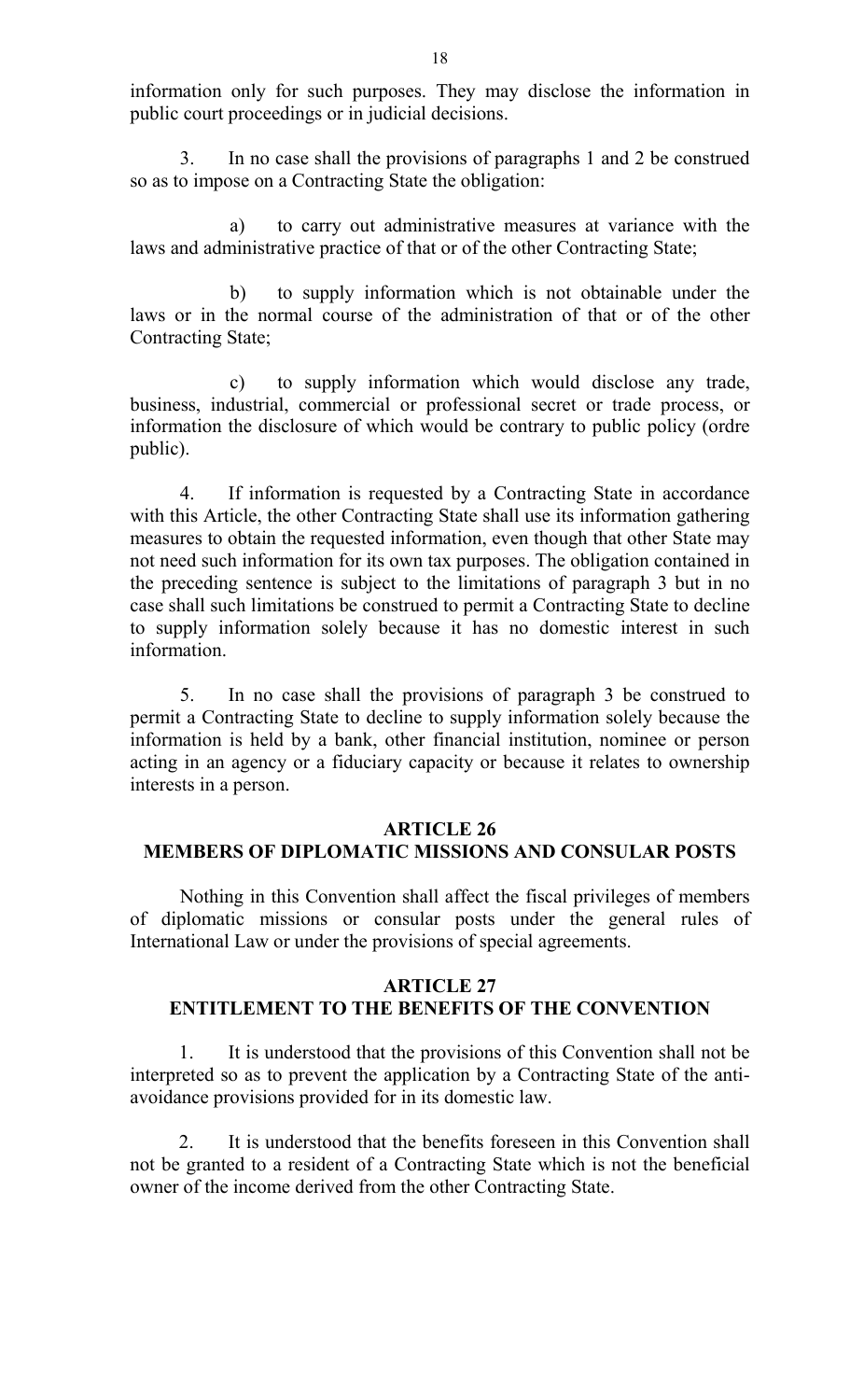information only for such purposes. They may disclose the information in public court proceedings or in judicial decisions.

3. In no case shall the provisions of paragraphs 1 and 2 be construed so as to impose on a Contracting State the obligation:

a) to carry out administrative measures at variance with the laws and administrative practice of that or of the other Contracting State;

b) to supply information which is not obtainable under the laws or in the normal course of the administration of that or of the other Contracting State;

c) to supply information which would disclose any trade, business, industrial, commercial or professional secret or trade process, or information the disclosure of which would be contrary to public policy (ordre public).

4. If information is requested by a Contracting State in accordance with this Article, the other Contracting State shall use its information gathering measures to obtain the requested information, even though that other State may not need such information for its own tax purposes. The obligation contained in the preceding sentence is subject to the limitations of paragraph 3 but in no case shall such limitations be construed to permit a Contracting State to decline to supply information solely because it has no domestic interest in such information.

5. In no case shall the provisions of paragraph 3 be construed to permit a Contracting State to decline to supply information solely because the information is held by a bank, other financial institution, nominee or person acting in an agency or a fiduciary capacity or because it relates to ownership interests in a person.

## ARTICLE 26
## MEMBERS OF DIPLOMATIC MISSIONS AND CONSULAR POSTS

Nothing in this Convention shall affect the fiscal privileges of members of diplomatic missions or consular posts under the general rules of International Law or under the provisions of special agreements.

## ARTICLE 27
## ENTITLEMENT TO THE BENEFITS OF THE CONVENTION

1. It is understood that the provisions of this Convention shall not be interpreted so as to prevent the application by a Contracting State of the anti-avoidance provisions provided for in its domestic law.

2. It is understood that the benefits foreseen in this Convention shall not be granted to a resident of a Contracting State which is not the beneficial owner of the income derived from the other Contracting State.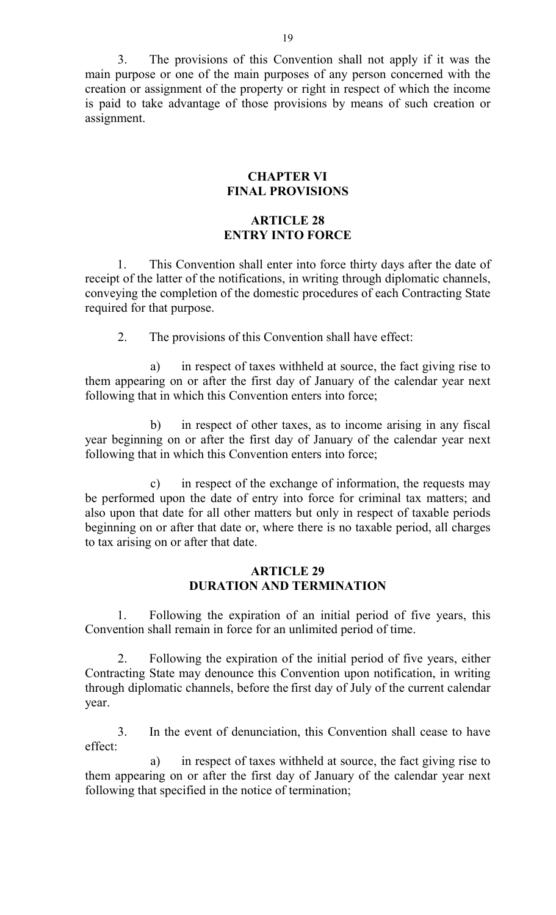3. The provisions of this Convention shall not apply if it was the main purpose or one of the main purposes of any person concerned with the creation or assignment of the property or right in respect of which the income is paid to take advantage of those provisions by means of such creation or assignment.

## CHAPTER VI
## FINAL PROVISIONS

### ARTICLE 28
### ENTRY INTO FORCE

1. This Convention shall enter into force thirty days after the date of receipt of the latter of the notifications, in writing through diplomatic channels, conveying the completion of the domestic procedures of each Contracting State required for that purpose.

2. The provisions of this Convention shall have effect:

a) in respect of taxes withheld at source, the fact giving rise to them appearing on or after the first day of January of the calendar year next following that in which this Convention enters into force;

b) in respect of other taxes, as to income arising in any fiscal year beginning on or after the first day of January of the calendar year next following that in which this Convention enters into force;

c) in respect of the exchange of information, the requests may be performed upon the date of entry into force for criminal tax matters; and also upon that date for all other matters but only in respect of taxable periods beginning on or after that date or, where there is no taxable period, all charges to tax arising on or after that date.

### ARTICLE 29
### DURATION AND TERMINATION

1. Following the expiration of an initial period of five years, this Convention shall remain in force for an unlimited period of time.

2. Following the expiration of the initial period of five years, either Contracting State may denounce this Convention upon notification, in writing through diplomatic channels, before the first day of July of the current calendar year.

3. In the event of denunciation, this Convention shall cease to have effect:

a) in respect of taxes withheld at source, the fact giving rise to them appearing on or after the first day of January of the calendar year next following that specified in the notice of termination;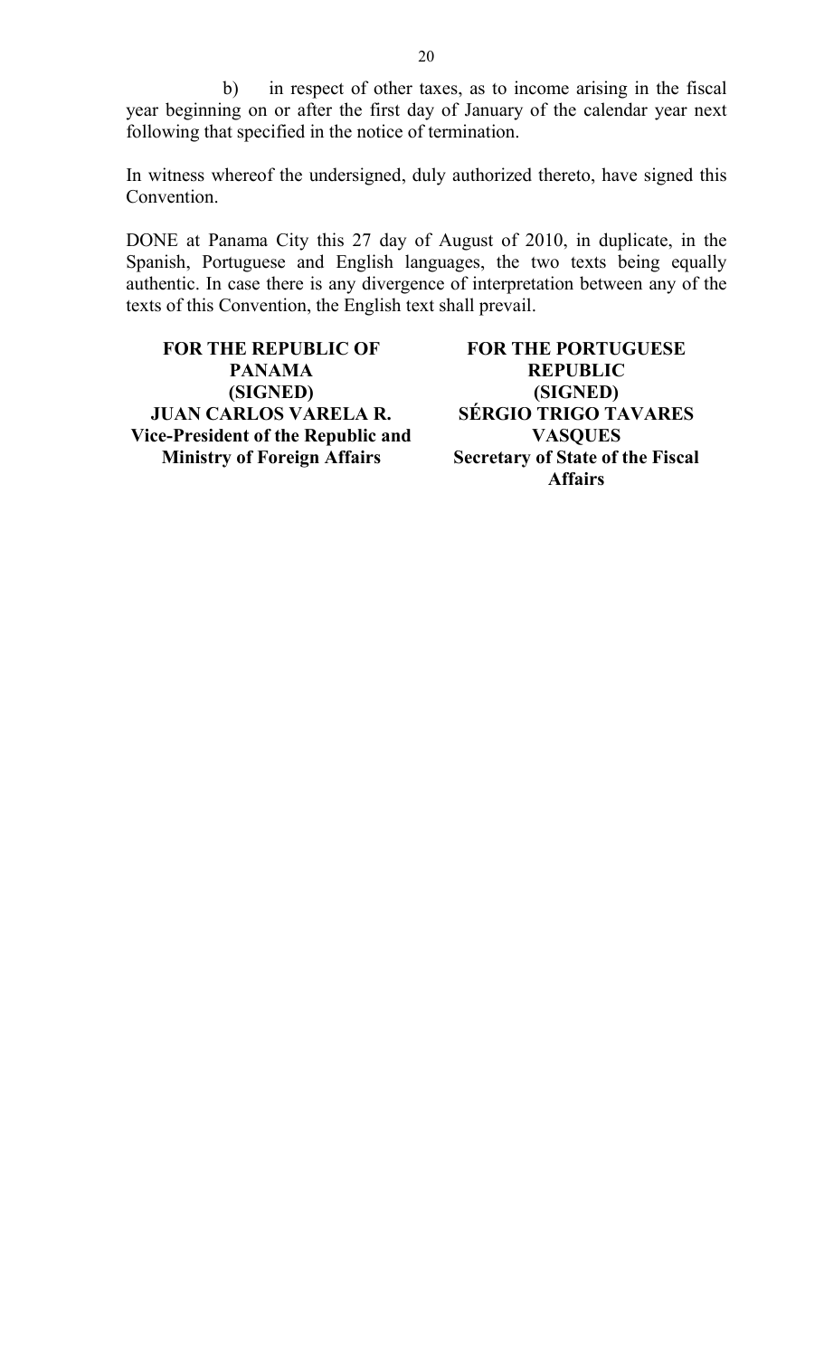b) in respect of other taxes, as to income arising in the fiscal year beginning on or after the first day of January of the calendar year next following that specified in the notice of termination.

In witness whereof the undersigned, duly authorized thereto, have signed this Convention.

DONE at Panama City this 27 day of August of 2010, in duplicate, in the Spanish, Portuguese and English languages, the two texts being equally authentic. In case there is any divergence of interpretation between any of the texts of this Convention, the English text shall prevail.

| FOR THE REPUBLIC OF PANAMA | FOR THE PORTUGUESE REPUBLIC |
|---|---|
| (SIGNED) | (SIGNED) |
| JUAN CARLOS VARELA R. | SÉRGIO TRIGO TAVARES VASQUES |
| Vice-President of the Republic and Ministry of Foreign Affairs | Secretary of State of the Fiscal Affairs |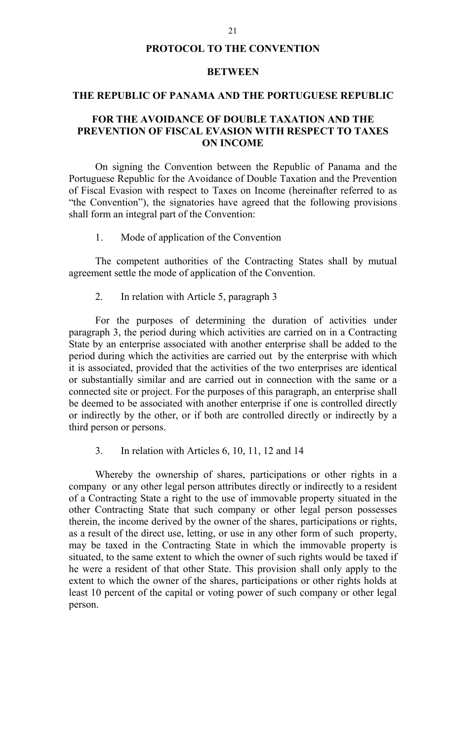# PROTOCOL TO THE CONVENTION

## BETWEEN

## THE REPUBLIC OF PANAMA AND THE PORTUGUESE REPUBLIC

## FOR THE AVOIDANCE OF DOUBLE TAXATION AND THE PREVENTION OF FISCAL EVASION WITH RESPECT TO TAXES ON INCOME

On signing the Convention between the Republic of Panama and the Portuguese Republic for the Avoidance of Double Taxation and the Prevention of Fiscal Evasion with respect to Taxes on Income (hereinafter referred to as "the Convention"), the signatories have agreed that the following provisions shall form an integral part of the Convention:

1. Mode of application of the Convention

The competent authorities of the Contracting States shall by mutual agreement settle the mode of application of the Convention.

2. In relation with Article 5, paragraph 3

For the purposes of determining the duration of activities under paragraph 3, the period during which activities are carried on in a Contracting State by an enterprise associated with another enterprise shall be added to the period during which the activities are carried out by the enterprise with which it is associated, provided that the activities of the two enterprises are identical or substantially similar and are carried out in connection with the same or a connected site or project. For the purposes of this paragraph, an enterprise shall be deemed to be associated with another enterprise if one is controlled directly or indirectly by the other, or if both are controlled directly or indirectly by a third person or persons.

3. In relation with Articles 6, 10, 11, 12 and 14

Whereby the ownership of shares, participations or other rights in a company or any other legal person attributes directly or indirectly to a resident of a Contracting State a right to the use of immovable property situated in the other Contracting State that such company or other legal person possesses therein, the income derived by the owner of the shares, participations or rights, as a result of the direct use, letting, or use in any other form of such property, may be taxed in the Contracting State in which the immovable property is situated, to the same extent to which the owner of such rights would be taxed if he were a resident of that other State. This provision shall only apply to the extent to which the owner of the shares, participations or other rights holds at least 10 percent of the capital or voting power of such company or other legal person.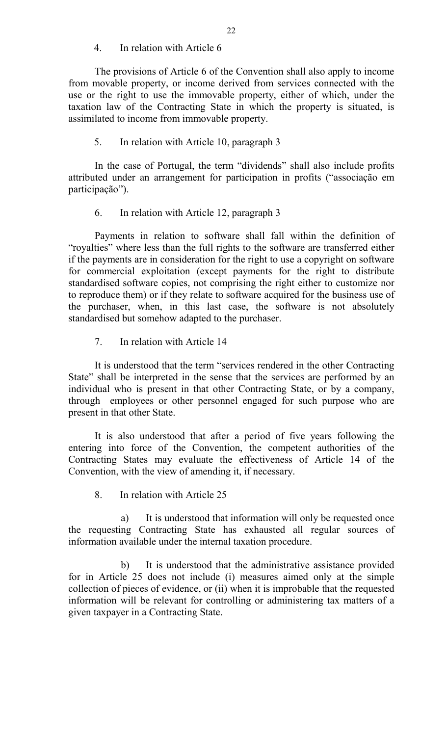4. In relation with Article 6

The provisions of Article 6 of the Convention shall also apply to income from movable property, or income derived from services connected with the use or the right to use the immovable property, either of which, under the taxation law of the Contracting State in which the property is situated, is assimilated to income from immovable property.

5. In relation with Article 10, paragraph 3

In the case of Portugal, the term "dividends" shall also include profits attributed under an arrangement for participation in profits ("associação em participação").

6. In relation with Article 12, paragraph 3

Payments in relation to software shall fall within the definition of "royalties" where less than the full rights to the software are transferred either if the payments are in consideration for the right to use a copyright on software for commercial exploitation (except payments for the right to distribute standardised software copies, not comprising the right either to customize nor to reproduce them) or if they relate to software acquired for the business use of the purchaser, when, in this last case, the software is not absolutely standardised but somehow adapted to the purchaser.

7. In relation with Article 14

It is understood that the term "services rendered in the other Contracting State" shall be interpreted in the sense that the services are performed by an individual who is present in that other Contracting State, or by a company, through employees or other personnel engaged for such purpose who are present in that other State.

It is also understood that after a period of five years following the entering into force of the Convention, the competent authorities of the Contracting States may evaluate the effectiveness of Article 14 of the Convention, with the view of amending it, if necessary.

8. In relation with Article 25

a) It is understood that information will only be requested once the requesting Contracting State has exhausted all regular sources of information available under the internal taxation procedure.

b) It is understood that the administrative assistance provided for in Article 25 does not include (i) measures aimed only at the simple collection of pieces of evidence, or (ii) when it is improbable that the requested information will be relevant for controlling or administering tax matters of a given taxpayer in a Contracting State.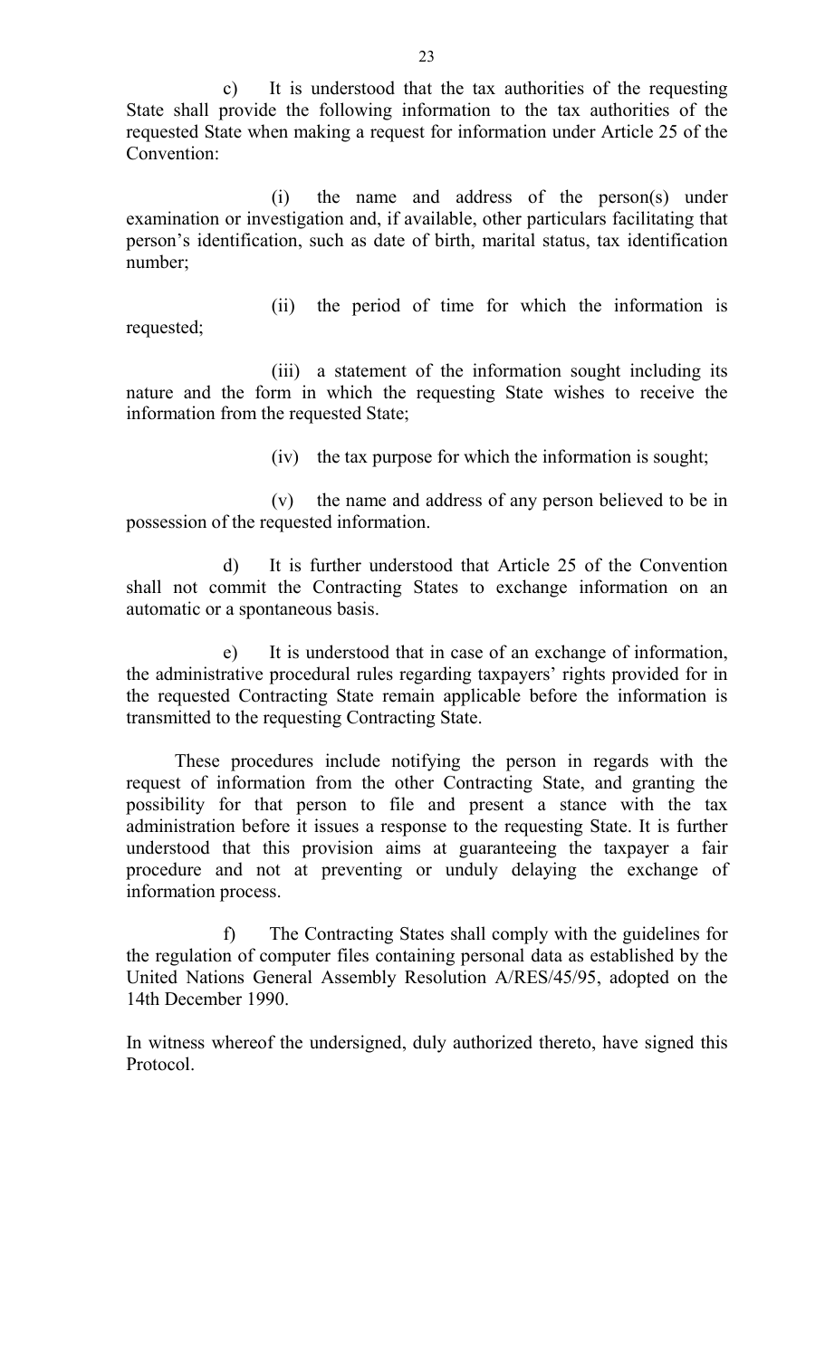c) It is understood that the tax authorities of the requesting State shall provide the following information to the tax authorities of the requested State when making a request for information under Article 25 of the Convention:

(i) the name and address of the person(s) under examination or investigation and, if available, other particulars facilitating that person's identification, such as date of birth, marital status, tax identification number;

(ii) the period of time for which the information is requested;

(iii) a statement of the information sought including its nature and the form in which the requesting State wishes to receive the information from the requested State;

(iv) the tax purpose for which the information is sought;

(v) the name and address of any person believed to be in possession of the requested information.

d) It is further understood that Article 25 of the Convention shall not commit the Contracting States to exchange information on an automatic or a spontaneous basis.

e) It is understood that in case of an exchange of information, the administrative procedural rules regarding taxpayers' rights provided for in the requested Contracting State remain applicable before the information is transmitted to the requesting Contracting State.

These procedures include notifying the person in regards with the request of information from the other Contracting State, and granting the possibility for that person to file and present a stance with the tax administration before it issues a response to the requesting State. It is further understood that this provision aims at guaranteeing the taxpayer a fair procedure and not at preventing or unduly delaying the exchange of information process.

f) The Contracting States shall comply with the guidelines for the regulation of computer files containing personal data as established by the United Nations General Assembly Resolution A/RES/45/95, adopted on the 14th December 1990.

In witness whereof the undersigned, duly authorized thereto, have signed this Protocol.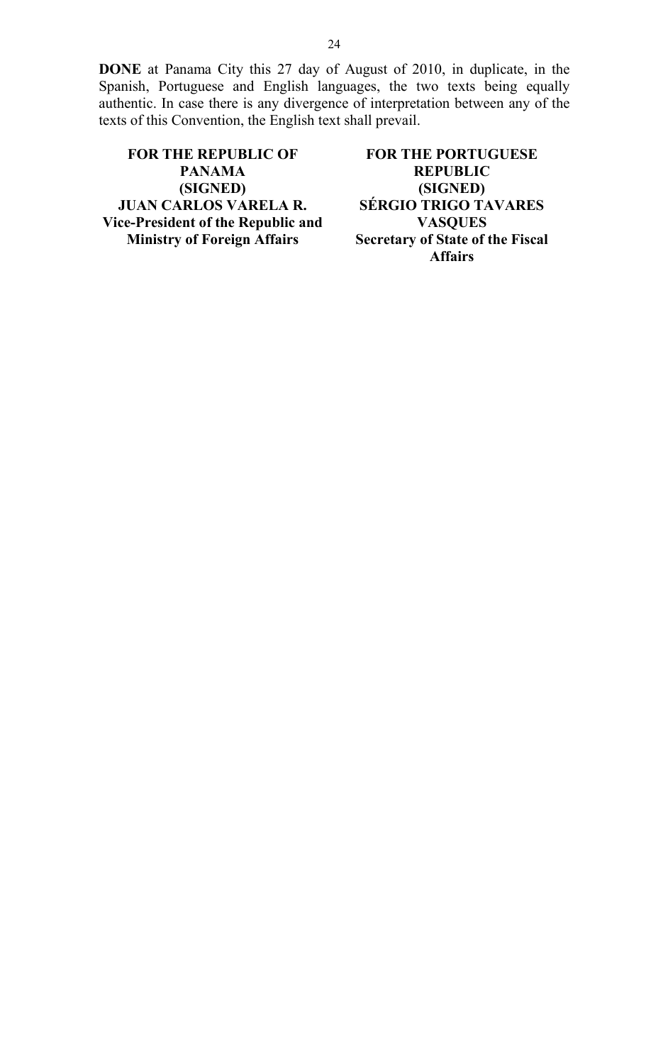**DONE** at Panama City this 27 day of August of 2010, in duplicate, in the Spanish, Portuguese and English languages, the two texts being equally authentic. In case there is any divergence of interpretation between any of the texts of this Convention, the English text shall prevail.

**FOR THE REPUBLIC OF PANAMA**
**(SIGNED)**
**JUAN CARLOS VARELA R.**
**Vice-President of the Republic and Ministry of Foreign Affairs**

**FOR THE PORTUGUESE REPUBLIC**
**(SIGNED)**
**SÉRGIO TRIGO TAVARES VASQUES**
**Secretary of State of the Fiscal Affairs**